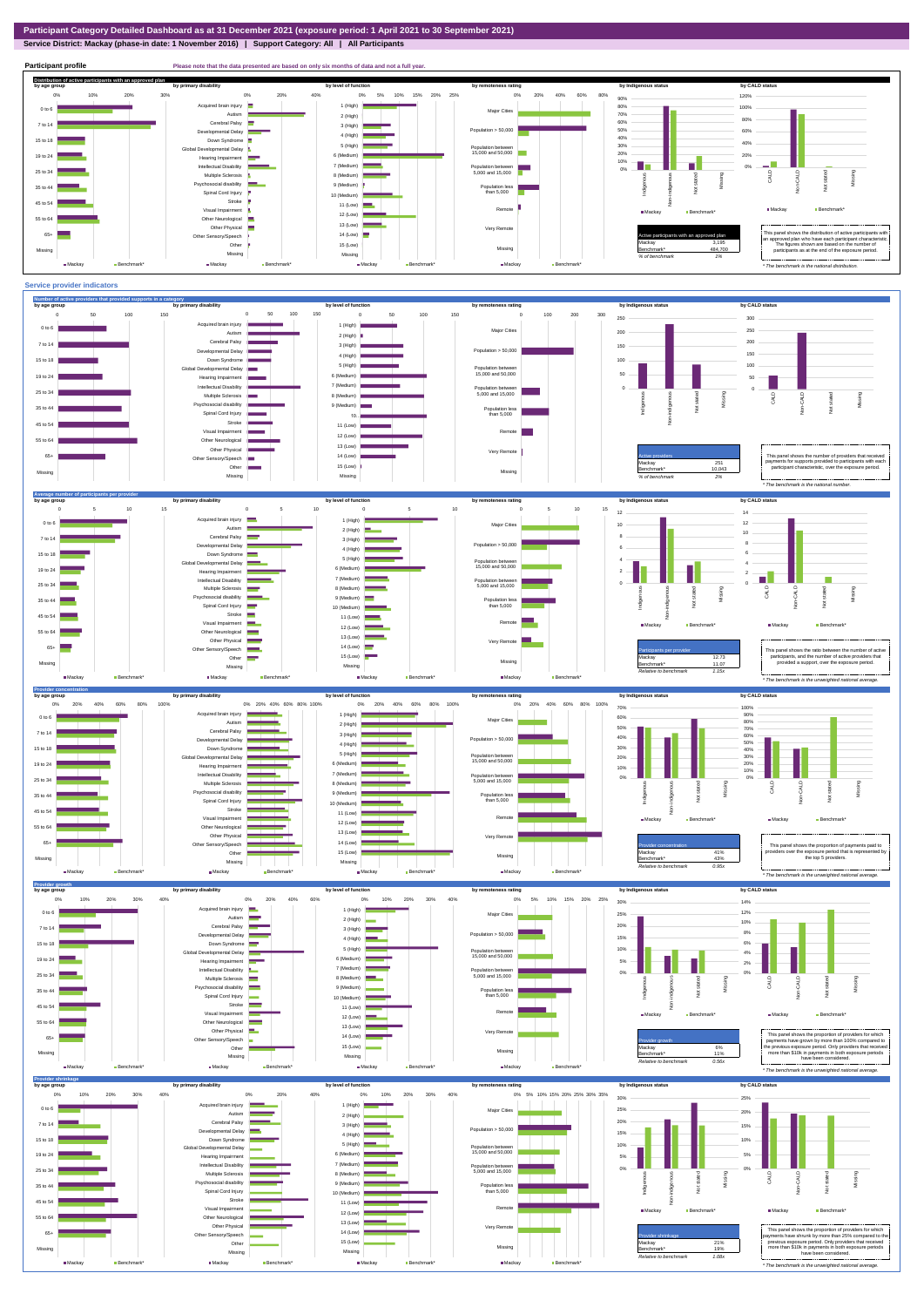# Participant Category Detailed Dashboard as at 31 December 2021 (exposure period: 1 April 2021 to 30 September 2021)

**Service District: Mackay (phase-in date: 1 November 2016) | Support Category: All | All Participants**

## Participant profile

Please note that the data presented are based on only six months of data and not a full year.

### Distribution of active participants with an approved plan

| Active participants with an approved plan | |
|---|---|
| Mackay | 3,195 |
| Benchmark* | 484,700 |
| % of benchmark | 1% |

This panel shows the distribution of active participants with an approved plan who have each participant characteristic. The figures shown are based on the number of participants as at the end of the exposure period.

\* The benchmark is the national distribution.

## Service provider indicators

### Number of active providers that provided supports in a category

| Active providers | |
|---|---|
| Mackay | 251 |
| Benchmark* | 10,043 |
| % of benchmark | 2% |

This panel shows the number of providers that received payments for supports provided to participants with each participant characteristic, over the exposure period.

\* The benchmark is the national number.

### Average number of participants per provider

| Participants per provider | |
|---|---|
| Mackay | 12.73 |
| Benchmark* | 11.07 |
| Relative to benchmark | 1.15x |

This panel shows the ratio between the number of active participants, and the number of active providers that provided a support, over the exposure period.

\* The benchmark is the unweighted national average.

### Provider concentration

| Provider concentration | |
|---|---|
| Mackay | 41% |
| Benchmark* | 43% |
| Relative to benchmark | 0.95x |

This panel shows the proportion of payments paid to providers over the exposure period that is represented by the top 5 providers.

\* The benchmark is the unweighted national average.

### Provider growth

| Provider growth | |
|---|---|
| Mackay | 6% |
| Benchmark* | 11% |
| Relative to benchmark | 0.56x |

This panel shows the proportion of providers for which payments have grown by more than 100% compared to the previous exposure period. Only providers that received more than $10k in payments in both exposure periods have been considered.

\* The benchmark is the unweighted national average.

### Provider shrinkage

| Provider shrinkage | |
|---|---|
| Mackay | 21% |
| Benchmark* | 19% |
| Relative to benchmark | 1.08x |

This panel shows the proportion of providers for which payments have shrunk by more than 25% compared to the previous exposure period. Only providers that received more than $10k in payments in both exposure periods have been considered.

\* The benchmark is the unweighted national average.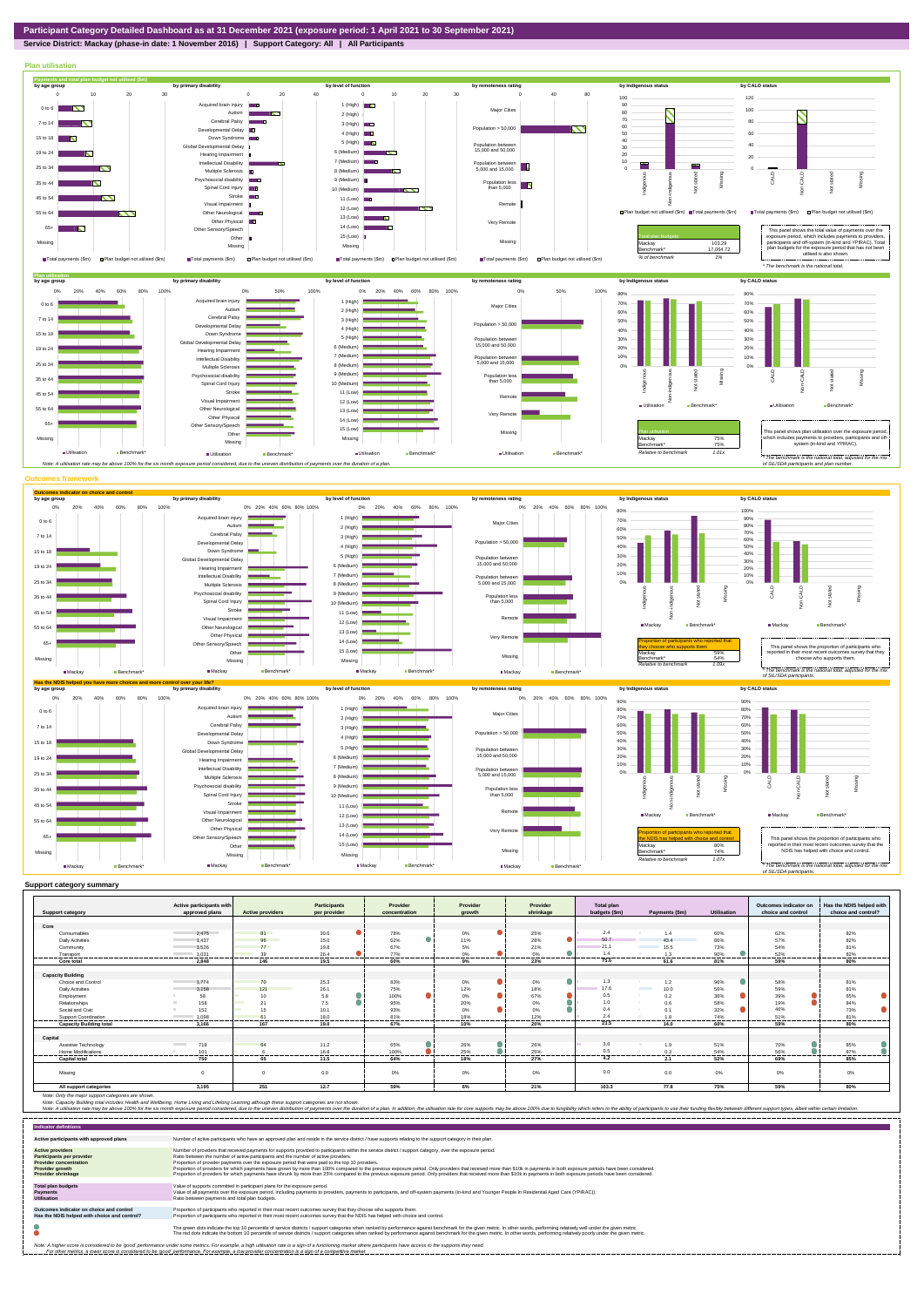# Participant Category Detailed Dashboard as at 31 December 2021 (exposure period: 1 April 2021 to 30 September 2021)

**Service District: Mackay (phase-in date: 1 November 2016) | Support Category: All | All Participants**

## Plan utilisation

### Payments and total plan budget not utilised ($m)

| Total plan budgets | | |
|---|---|---|
| Mackay | 103.29 | |
| Benchmark* | 17,064.72 | |
| % of benchmark | 1% | |

This panel shows the total value of payments over the exposure period, which includes payments to providers, participants and off-system (in-kind and YPIRAC). Total plan budgets for the exposure period that has not been utilised is also shown.

*The benchmark is the national total.*

### Plan utilisation

| Plan utilisation | |
|---|---|
| Mackay | 75% |
| Benchmark* | 75% |
| Relative to benchmark | 1.01x |

This panel shows plan utilisation over the exposure period, which includes payments to providers, participants and off-system (in-kind and YPIRAC).

*The benchmark is the national total, adjusted for the mix of SIL/SDA participants and plan number.*

*Note: A utilisation rate may be above 100% for the six month exposure period considered, due to the uneven distribution of payments over the duration of a plan.*

## Outcomes framework

### Outcomes indicator on choice and control

| Proportion of participants who reported that they choose who supports them | |
|---|---|
| Mackay | 59% |
| Benchmark* | 54% |
| Relative to benchmark | 1.09x |

This panel shows the proportion of participants who reported in their most recent outcomes survey that they choose who supports them.

*The benchmark is the national total, adjusted for the mix of SIL/SDA participants.*

### Has the NDIS helped you have more choices and more control over your life?

| Proportion of participants who reported that the NDIS has helped with choice and control | |
|---|---|
| Mackay | 80% |
| Benchmark* | 74% |
| Relative to benchmark | 1.07x |

This panel shows the proportion of participants who reported in their most recent outcomes survey that the NDIS has helped with choice and control.

*The benchmark is the national total, adjusted for the mix of SIL/SDA participants.*

## Support category summary

| Support category | Active participants with approved plans | Active providers | Participants per provider | Provider concentration | Provider growth | Provider shrinkage | Total plan budgets ($m) | Payments ($m) | Utilisation | Outcomes indicator on choice and control | Has the NDIS helped with choice and control? |
|---|---|---|---|---|---|---|---|---|---|---|---|
| **Core** | | | | | | | | | | | |
| Consumables | 2,475 | 81 | 30.6 | 78% | 0% | 25% | 2.4 | 1.4 | 60% | 62% | 82% |
| Daily Activities | 1,437 | 96 | 15.0 | 62% | 11% | 28% | 50.7 | 43.4 | 86% | 57% | 82% |
| Community | 1,526 | 77 | 19.8 | 67% | 5% | 21% | 21.1 | 15.5 | 73% | 54% | 81% |
| Transport | 1,031 | 39 | 26.4 | 77% | 0% | 0% | 1.4 | 1.3 | 90% | 52% | 82% |
| **Core total** | **2,948** | **146** | **19.5** | **60%** | **9%** | **23%** | **75.6** | **61.6** | **81%** | **59%** | **80%** |
| **Capacity Building** | | | | | | | | | | | |
| Choice and Control | 1,774 | 70 | 25.3 | 83% | 0% | 0% | 1.3 | 1.2 | 96% | 58% | 81% |
| Daily Activities | 3,156 | 121 | 26.1 | 75% | 12% | 18% | 17.6 | 10.0 | 56% | 59% | 81% |
| Employment | 58 | 10 | 5.8 | 100% | 0% | 67% | 0.5 | 0.2 | 36% | 39% | 65% |
| Relationships | 158 | 21 | 7.5 | 95% | 20% | 0% | 1.0 | 0.6 | 58% | 19% | 84% |
| Social and Civic | 152 | 15 | 10.1 | 93% | 0% | 0% | 0.4 | 0.1 | 32% | 46% | 73% |
| Support Coordination | 1,098 | 61 | 18.0 | 81% | 18% | 12% | 2.4 | 1.8 | 74% | 51% | 81% |
| **Capacity Building total** | **3,166** | **167** | **19.0** | **67%** | **10%** | **20%** | **23.5** | **14.0** | **60%** | **59%** | **80%** |
| **Capital** | | | | | | | | | | | |
| Assistive Technology | 718 | 64 | 11.2 | 65% | 26% | 26% | 3.6 | 1.9 | 51% | 70% | 85% |
| Home Modifications | 101 | 6 | 16.8 | 100% | 25% | 25% | 0.5 | 0.3 | 54% | 56% | 87% |
| **Capital total** | **750** | **65** | **11.5** | **64%** | **18%** | **27%** | **4.2** | **2.1** | **52%** | **69%** | **85%** |
| Missing | 0 | 0 | 0.0 | 0% | 0% | 0% | 0.0 | 0.0 | 0% | 0% | 0% |
| **All support categories** | **3,195** | **251** | **12.7** | **59%** | **6%** | **21%** | **103.3** | **77.8** | **75%** | **59%** | **80%** |

*Note: Only the major support categories are shown.*
*Note: Capacity Building total includes Health and Wellbeing, Home Living and Lifelong Learning although these support categories are not shown.*
*Note: A utilisation rate may be above 100% for the six month exposure period considered, due to the uneven distribution of payments over the duration of a plan. In addition, the utilisation rate for core supports may be above 100% due to fungibility which refers to the ability of participants to use their funding flexibly between different support types, albeit within certain limitation.*

## Indicator definitions

| Indicator | Definition |
|---|---|
| **Active participants with approved plans** | Number of active participants who have an approved plan and reside in the service district / have supports relating to the support category in their plan. |
| **Active providers** | Number of providers that received payments for supports provided to participants within the service district / support category, over the exposure period. |
| **Participants per provider** | Ratio between the number of active participants and the number of active providers. |
| **Provider concentration** | Proportion of provider payments over the exposure period that were paid to the top 10 providers. |
| **Provider growth** | Proportion of providers for which payments have grown by more than 100% compared to the previous exposure period. Only providers that received more than $10k in payments in both exposure periods have been considered. |
| **Provider shrinkage** | Proportion of providers for which payments have shrunk by more than 25% compared to the previous exposure period. Only providers that received more than $10k in payments in both exposure periods have been considered. |
| **Total plan budgets** | Value of supports committed in participant plans for the exposure period. |
| **Payments** | Value of all payments over the exposure period, including payments to providers, payments to participants, and off-system payments (in-kind and Younger People In Residential Aged Care (YPIRAC)). |
| **Utilisation** | Ratio between payments and total plan budgets. |
| **Outcomes indicator on choice and control** | Proportion of participants who reported in their most recent outcomes survey that they choose who supports them. |
| **Has the NDIS helped with choice and control?** | Proportion of participants who reported in their most recent outcomes survey that the NDIS has helped with choice and control. |

The green dots indicate the top 10 percentile of service districts / support categories when ranked by performance against benchmark for the given metric. In other words, performing relatively well under the given metric.
The red dots indicate the bottom 10 percentile of service districts / support categories when ranked by performance against benchmark for the given metric. In other words, performing relatively poorly under the given metric.

*Note: A higher score is considered to be 'good' performance under some metrics. For example, a high utilisation rate is a sign of a functioning market where participants have access to the supports they need.*
*For other metrics, a lower score is considered to be 'good' performance. For example, a low provider concentration is a sign of a competitive market.*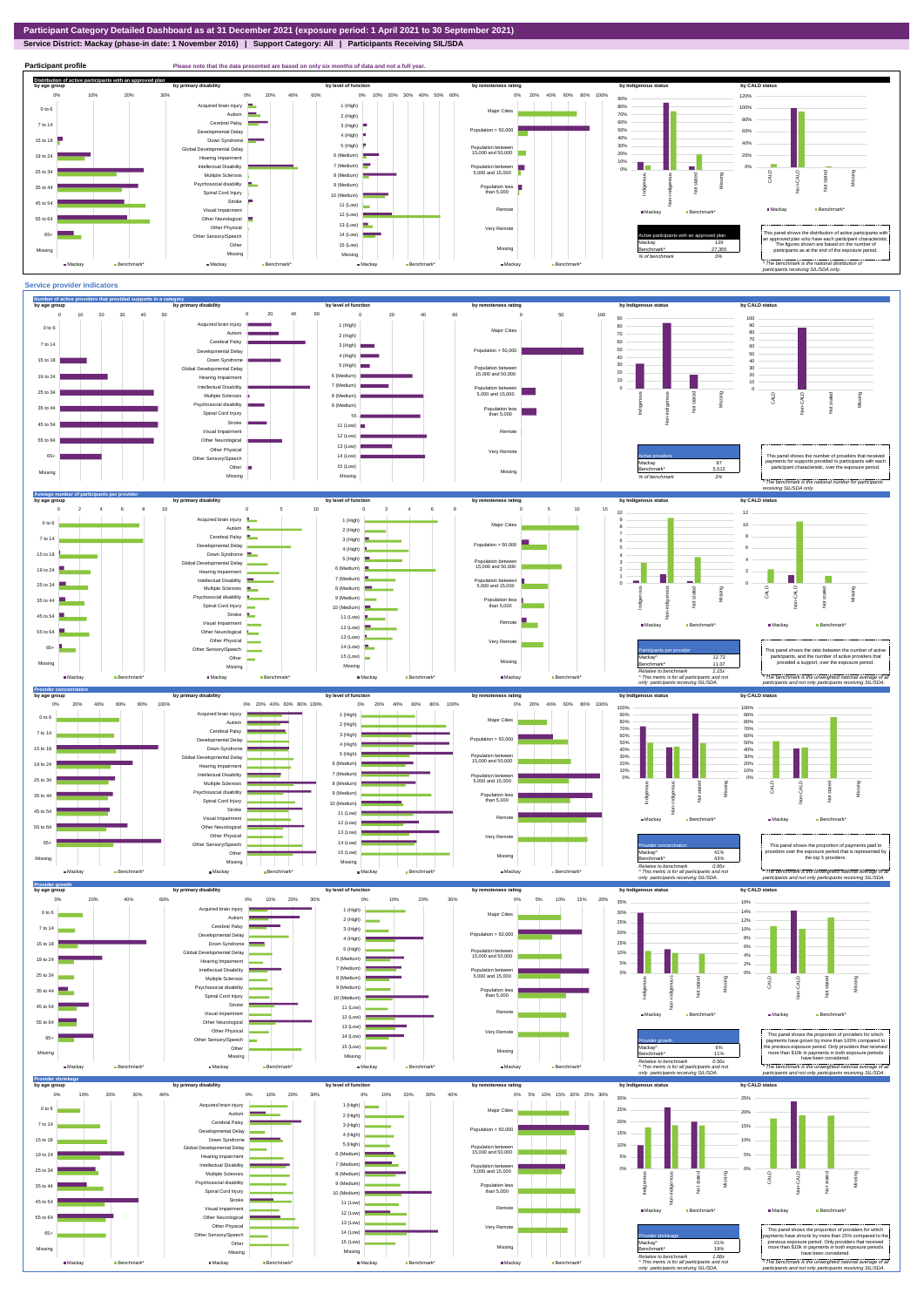# Participant Category Detailed Dashboard as at 31 December 2021 (exposure period: 1 April 2021 to 30 September 2021)

**Service District: Mackay (phase-in date: 1 November 2016) | Support Category: All | Participants Receiving SIL/SDA**

## Participant profile

Please note that the data presented are based on only six months of data and not a full year.

### Distribution of active participants with an approved plan

| Active participants with an approved plan | |
|---|---|
| Mackay | 129 |
| Benchmark* | 27,355 |
| % of benchmark | 0% |

This panel shows the distribution of active participants with an approved plan who have each participant characteristic. The figures shown are based on the number of participants as at the end of the exposure period.

* The benchmark is the national distribution of participants receiving SIL/SDA only.

## Service provider indicators

### Number of active providers that provided supports in a category

| Active providers | |
|---|---|
| Mackay | 87 |
| Benchmark* | 5,512 |
| % of benchmark | 2% |

This panel shows the number of providers that received payments for supports provided to participants with each participant characteristic, over the exposure period.

* The benchmark is the national number of participants receiving SIL/SDA only.

### Average number of participants per provider

| Participants per provider | |
|---|---|
| Mackay^ | 12.73 |
| Benchmark* | 11.07 |
| Relative to benchmark | 1.15x |

^ This metric is for all participants and not only participants receiving SIL/SDA.

This panel shows the ratio between the number of active participants, and the number of active providers that provided a support, over the exposure period.

* The benchmark is the unweighted national average of all participants and not only participants receiving SIL/SDA.

### Provider concentration

| Provider concentration | |
|---|---|
| Mackay^ | 41% |
| Benchmark* | 43% |
| Relative to benchmark | 0.95x |

^ This metric is for all participants and not only participants receiving SIL/SDA.

This panel shows the proportion of payments paid to providers over the exposure period that is represented by the top 5 providers.

* The benchmark is the unweighted national average of all participants and not only participants receiving SIL/SDA.

### Provider growth

| Provider growth | |
|---|---|
| Mackay^ | 6% |
| Benchmark* | 11% |
| Relative to benchmark | 0.55x |

^ This metric is for all participants and not only participants receiving SIL/SDA.

This panel shows the proportion of providers for which payments have grown by more than 100% compared to the previous exposure period. Only providers that received more than $10k in payments in both exposure periods have been considered.

* The benchmark is the unweighted national average of all participants and not only participants receiving SIL/SDA.

### Provider shrinkage

| Provider shrinkage | |
|---|---|
| Mackay^ | 21% |
| Benchmark* | 19% |
| Relative to benchmark | 1.08x |

^ This metric is for all participants and not only participants receiving SIL/SDA.

This panel shows the proportion of providers for which payments have shrunk by more than 25% compared to the previous exposure period. Only providers that received more than $10k in payments in both exposure periods have been considered.

* The benchmark is the unweighted national average of all participants and not only participants receiving SIL/SDA.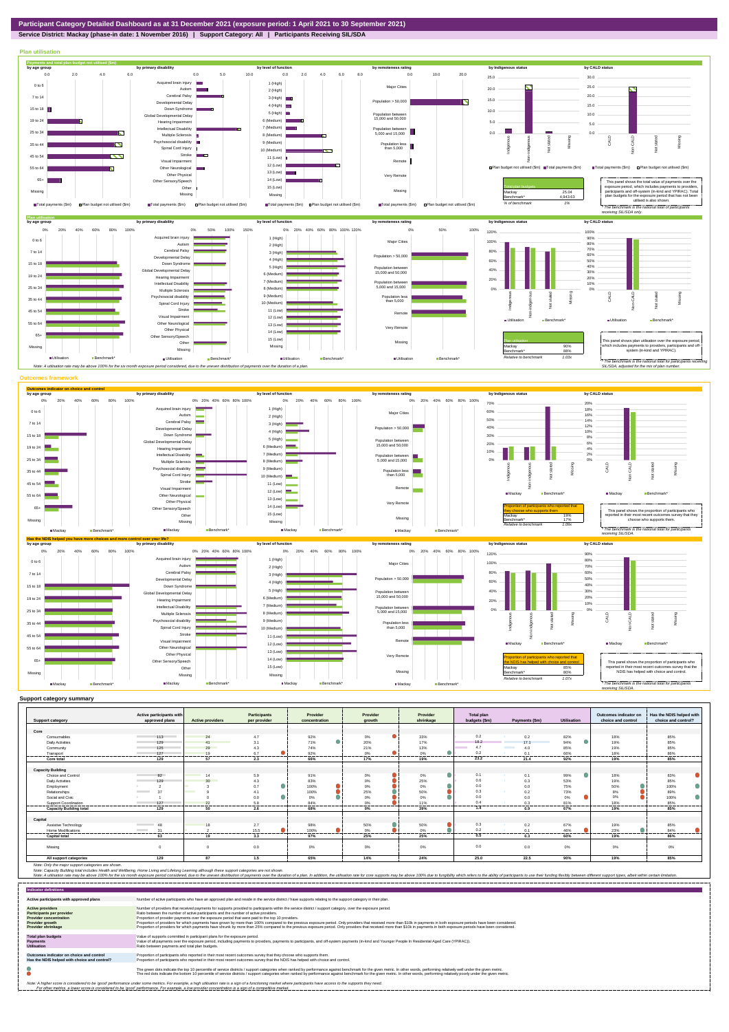**Participant Category Detailed Dashboard as at 31 December 2021 (exposure period: 1 April 2021 to 30 September 2021)**

**Service District: Mackay (phase-in date: 1 November 2016) | Support Category: All | Participants Receiving SIL/SDA**

## Plan utilisation

| Total plan budgets | | |
|---|---|---|
| Mackay | 25.04 | |
| Benchmark* | 4,943.63 | |
| % of benchmark | 1% | |

This panel shows the total value of payments over the exposure period, which includes payments to providers, participants and off-system (in-kind and YPIRAC). Total plan budgets for the exposure period that has not been utilised is also shown.

*The benchmark is the national total for participants receiving SIL/SDA only.

| Plan utilisation | | |
|---|---|---|
| Mackay | 90% | |
| Benchmark* | 88% | |
| Relative to benchmark | 1.03x | |

This panel shows plan utilisation over the exposure period, which includes payments to providers, participants and off-system (in-kind and YPIRAC).

*The benchmark is the national total for participants receiving SIL/SDA, adjusted for the mix of plan number.

Note: A utilisation rate may be above 100% for the six month exposure period considered, due to the uneven distribution of payments over the duration of a plan.

## Outcomes framework

| Proportion of participants who reported that they choose who supports them | | |
|---|---|---|
| Mackay | 19% | |
| Benchmark* | 17% | |
| Relative to benchmark | 1.09x | |

This panel shows the proportion of participants who reported in their most recent outcomes survey that they choose who supports them.

*The benchmark is the national total for participants receiving SIL/SDA.

| Proportion of participants who reported that the NDIS has helped with choice and control | | |
|---|---|---|
| Mackay | 85% | |
| Benchmark* | 80% | |
| Relative to benchmark | 1.07x | |

This panel shows the proportion of participants who reported in their most recent outcomes survey that the NDIS has helped with choice and control.

*The benchmark is the national total for participants receiving SIL/SDA.

## Support category summary

| Support category | Active participants with approved plans | Active providers | Participants per provider | Provider concentration | Provider growth | Provider shrinkage | Total plan budgets ($m) | Payments ($m) | Utilisation | Outcomes indicator on choice and control | Has the NDIS helped with choice and control? |
|---|---|---|---|---|---|---|---|---|---|---|---|
| **Core** | | | | | | | | | | | |
| Consumables | 113 | 24 | 4.7 | 92% | 0% | 33% | 0.2 | 0.2 | 82% | 18% | 85% |
| Daily Activities | 129 | 41 | 3.1 | 71% | 20% | 17% | 18.2 | 17.1 | 94% | 19% | 85% |
| Community | 125 | 29 | 4.3 | 74% | 21% | 13% | 4.7 | 4.0 | 85% | 19% | 85% |
| Transport | 127 | 19 | 6.7 | 92% | 0% | 0% | 0.2 | 0.1 | 66% | 18% | 86% |
| **Core total** | **129** | **57** | **2.3** | **66%** | **17%** | **19%** | **23.2** | **21.4** | **92%** | **19%** | **85%** |
| **Capacity Building** | | | | | | | | | | | |
| Choice and Control | 82 | 14 | 5.9 | 91% | 0% | 0% | 0.1 | 0.1 | 99% | 18% | 83% |
| Daily Activities | 129 | 30 | 4.3 | 83% | 0% | 25% | 0.6 | 0.3 | 53% | 19% | 85% |
| Employment | 2 | 3 | 0.7 | 100% | 0% | 0% | 0.0 | 0.0 | 75% | 50% | 100% |
| Relationships | 37 | 9 | 4.1 | 100% | 25% | 50% | 0.3 | 0.2 | 73% | 8% | 89% |
| Social and Civic | 1 | 0 | 0.0 | 0% | 0% | 0% | 0.0 | 0.0 | 0% | 0% | 100% |
| Support Coordination | 127 | 22 | 5.8 | 84% | 0% | 11% | 0.4 | 0.3 | 81% | 18% | 85% |
| **Capacity Building total** | **129** | **50** | **2.6** | **66%** | **0%** | **39%** | **1.4** | **0.9** | **67%** | **19%** | **85%** |
| **Capital** | | | | | | | | | | | |
| Assistive Technology | 48 | 18 | 2.7 | 98% | 50% | 50% | 0.3 | 0.2 | 67% | 19% | 85% |
| Home Modifications | 31 | 2 | 15.5 | 100% | 0% | 0% | 0.2 | 0.1 | 46% | 23% | 84% |
| **Capital total** | **63** | **19** | **3.3** | **97%** | **25%** | **25%** | **0.5** | **0.3** | **60%** | **19%** | **86%** |
| Missing | 0 | 0 | 0.0 | 0% | 0% | 0% | 0.0 | 0.0 | 0% | 0% | 0% |
| **All support categories** | **129** | **87** | **1.5** | **65%** | **14%** | **24%** | **25.0** | **22.5** | **90%** | **19%** | **85%** |

Note: Only the major support categories are shown.

Note: Capacity Building total includes Health and Wellbeing, Home Living and Lifelong Learning although these support categories are not shown.

Note: A utilisation rate may be above 100% for the six month exposure period considered, due to the uneven distribution of payments over the duration of a plan. In addition, the utilisation rate for core supports may be above 100% due to fungibility which refers to the ability of participants to use their funding flexibly between different support types, albeit within certain limitation.

## Indicator definitions

| Indicator | Definition |
|---|---|
| Active participants with approved plans | Number of active participants who have an approved plan and reside in the service district / have supports relating to the support category in their plan. |
| Active providers | Number of providers that received payments for supports provided to participants within the service district / support category, over the exposure period. |
| Participants per provider | Ratio between the number of active participants and the number of active providers. |
| Provider concentration | Proportion of provider payments over the exposure period that were paid to the top 10 providers. |
| Provider growth | Proportion of providers for which payments have grown by more than 100% compared to the previous exposure period. Only providers that received more than $10k in payments in both exposure periods have been considered. |
| Provider shrinkage | Proportion of providers for which payments have shrunk by more than 25% compared to the previous exposure period. Only providers that received more than $10k in payments in both exposure periods have been considered. |
| Total plan budgets | Value of supports committed in participant plans for the exposure period. |
| Payments | Value of all payments over the exposure period, including payments to providers, payments to participants, and off-system payments (in-kind and Younger People In Residential Aged Care (YPIRAC)). |
| Utilisation | Ratio between payments and total plan budgets. |
| Outcomes indicator on choice and control | Proportion of participants who reported in their most recent outcomes survey that they choose who supports them. |
| Has the NDIS helped with choice and control? | Proportion of participants who reported in their most recent outcomes survey that the NDIS has helped with choice and control. |

The green dots indicate the top 10 percentile of service districts / support categories when ranked by performance against benchmark for the given metric. In other words, performing relatively well under the given metric.

The red dots indicate the bottom 10 percentile of service districts / support categories when ranked by performance against benchmark for the given metric. In other words, performing relatively poorly under the given metric.

Note: A higher score is considered to be 'good' performance under some metrics. For example, a high utilisation rate is a sign of a functioning market where participants have access to the supports they need.
For other metrics, a lower score is considered to be 'good' performance. For example, a low provider concentration is a sign of a competitive market.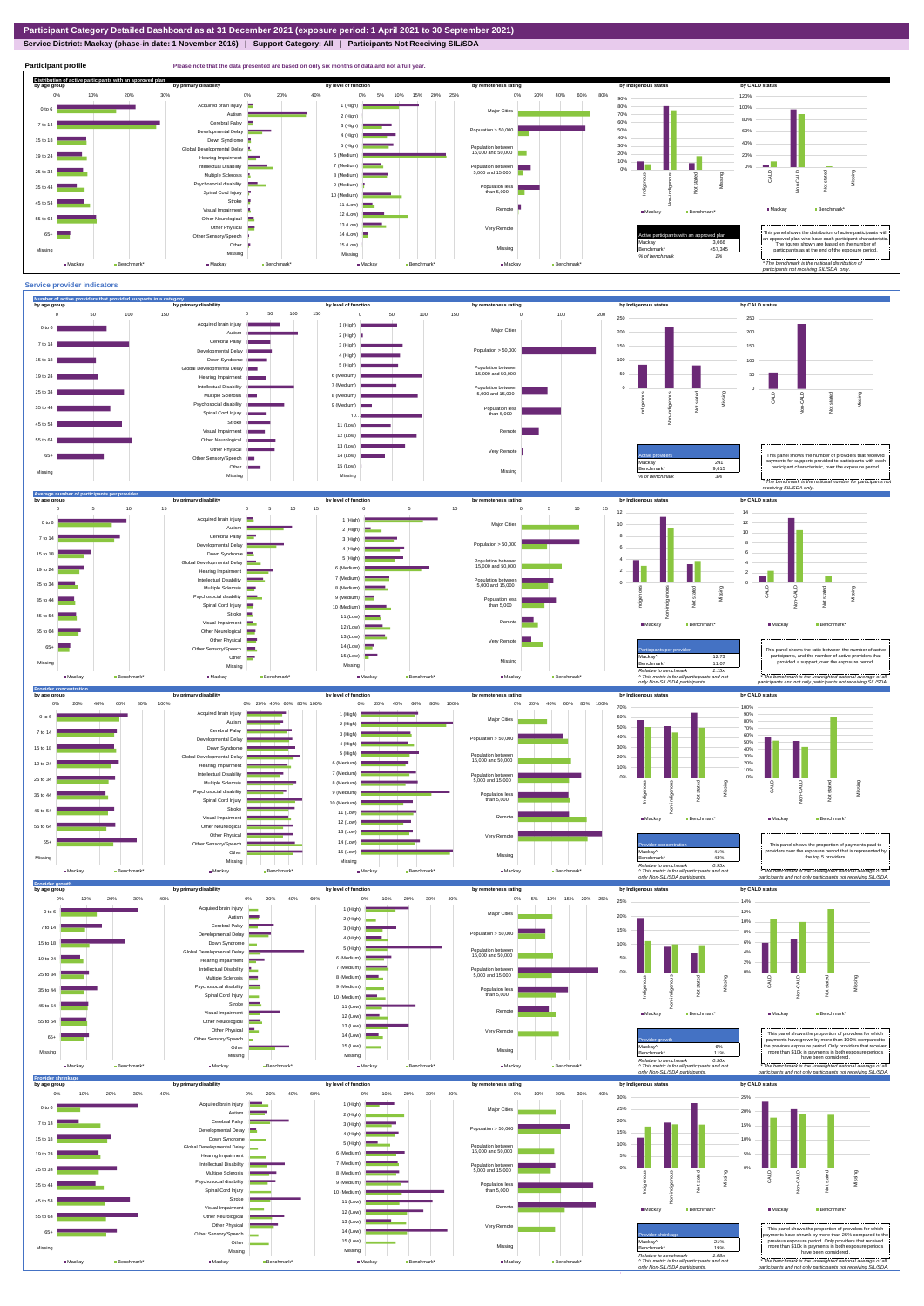# Participant Category Detailed Dashboard as at 31 December 2021 (exposure period: 1 April 2021 to 30 September 2021)

**Service District: Mackay (phase-in date: 1 November 2016) | Support Category: All | Participants Not Receiving SIL/SDA**

## Participant profile

Please note that the data presented are based on only six months of data and not a full year.

### Distribution of active participants with an approved plan

| Active participants with an approved plan | |
|---|---|
| Mackay | 3,066 |
| Benchmark* | 457,345 |
| % of benchmark | 1% |

This panel shows the distribution of active participants with an approved plan who have each participant characteristic. The figures shown are based on the number of participants as at the end of the exposure period.

* The benchmark is the national distribution of participants not receiving SIL/SDA only.

## Service provider indicators

### Number of active providers that provided supports in a category

| Active providers | |
|---|---|
| Mackay | 241 |
| Benchmark* | 9,615 |
| % of benchmark | 3% |

This panel shows the number of providers that received payments for supports provided to participants with each participant characteristic, over the exposure period.

* The benchmark is the national number for participants not receiving SIL/SDA only.

### Average number of participants per provider

| Participants per provider | |
|---|---|
| Mackay^ | 12.73 |
| Benchmark* | 11.07 |
| Relative to benchmark | 1.15x |

^ This metric is for all participants and not only Non-SIL/SDA participants.

This panel shows the ratio between the number of active participants, and the number of active providers that provided a support, over the exposure period.

* The benchmark is the unweighted national average of all participants and not only participants not receiving SIL/SDA.

### Provider concentration

| Provider concentration | |
|---|---|
| Mackay^ | 41% |
| Benchmark* | 43% |
| Relative to benchmark | 0.95x |

^ This metric is for all participants and not only Non-SIL/SDA participants.

This panel shows the proportion of payments paid to providers over the exposure period that is represented by the top 5 providers.

* The benchmark is the unweighted national average of all participants and not only participants not receiving SIL/SDA.

### Provider growth

| Provider growth | |
|---|---|
| Mackay^ | 6% |
| Benchmark* | 11% |
| Relative to benchmark | 0.55x |

^ This metric is for all participants and not only Non-SIL/SDA participants.

This panel shows the proportion of providers for which payments have grown by more than 100% compared to the previous exposure period. Only providers that received more than $10k in payments in both exposure periods have been considered.

* The benchmark is the unweighted national average of all participants and not only participants not receiving SIL/SDA.

### Provider shrinkage

| Provider shrinkage | |
|---|---|
| Mackay^ | 21% |
| Benchmark* | 19% |
| Relative to benchmark | 1.08x |

^ This metric is for all participants and not only Non-SIL/SDA participants.

This panel shows the proportion of providers for which payments have shrunk by more than 25% compared to the previous exposure period. Only providers that received more than $10k in payments in both exposure periods have been considered.

* The benchmark is the unweighted national average of all participants and not only participants not receiving SIL/SDA.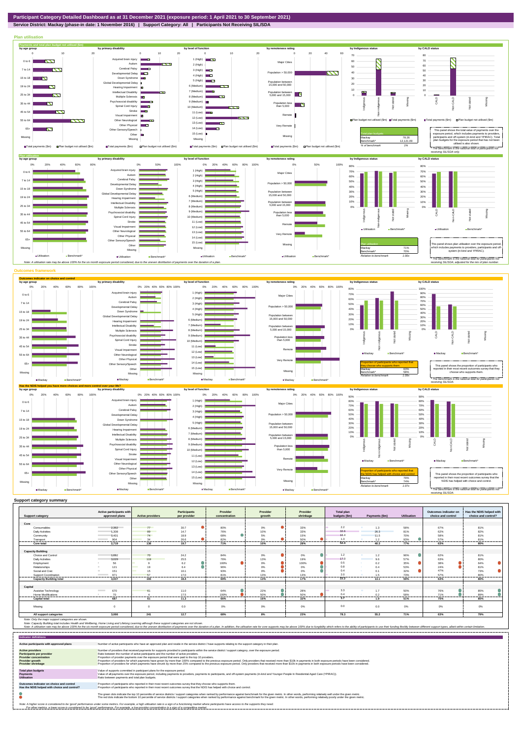**Participant Category Detailed Dashboard as at 31 December 2021 (exposure period: 1 April 2021 to 30 September 2021)**

**Service District: Mackay (phase-in date: 1 November 2016) | Support Category: All | Participants Not Receiving SIL/SDA**

## Plan utilisation

**Payments and total plan budget not utilised ($m)**

by age group | by primary disability | by level of function | by remoteness rating | by Indigenous status | by CALD status

Total payments ($m) | Plan budget not utilised ($m)

| | |
|---|---|
| Total plan budgets | |
| Mackay | 78.26 |
| Benchmark* | 12,121.09 |
| % of benchmark | 1% |

This panel shows the total value of payments over the exposure period, which includes payments to providers, participants and off-system (in-kind and YPIRAC). Total plan budgets for the exposure period that has not been utilised is also shown.

*The benchmark is the national total for participants not receiving SIL/SDA only.

**Plan utilisation**

Utilisation | Benchmark*

| | |
|---|---|
| Plan utilisation | |
| Mackay | 71% |
| Benchmark* | 70% |
| Relative to benchmark | 1.00x |

This panel shows plan utilisation over the exposure period, which includes payments to providers, participants and off-system (in-kind and YPIRAC).

*The benchmark is the national total for participants not receiving SIL/SDA, adjusted for the mix of plan number.

Note: A utilisation rate may be above 100% for the six month exposure period considered, due to the uneven distribution of payments over the duration of a plan.

## Outcomes framework

**Outcomes indicator on choice and control**

Mackay | Benchmark*

| | |
|---|---|
| Proportion of participants who reported that they choose who supports them | |
| Mackay | 63% |
| Benchmark* | 58% |
| Relative to benchmark | 1.09x |

This panel shows the proportion of participants who reported in their most recent outcomes survey that they choose who supports them.

*The benchmark is the national total for participants not receiving SIL/SDA.

**Has the NDIS helped you have more choices and more control over your life?**

Mackay | Benchmark*

| | |
|---|---|
| Proportion of participants who reported that the NDIS has helped with choice and control | |
| Mackay | 79% |
| Benchmark* | 74% |
| Relative to benchmark | 1.07x |

This panel shows the proportion of participants who reported in their most recent outcomes survey that the NDIS has helped with choice and control.

*The benchmark is the national total for participants not receiving SIL/SDA.

## Support category summary

| Support category | Active participants with approved plans | Active providers | Participants per provider | Provider concentration | Provider growth | Provider shrinkage | Total plan budgets ($m) | Payments ($m) | Utilisation | Outcomes indicator on choice and control | Has the NDIS helped with choice and control? |
|---|---|---|---|---|---|---|---|---|---|---|---|
| **Core** | | | | | | | | | | | |
| Consumables | 2,362 | 77 | 30.7 | 80% | 0% | 33% | 2.2 | 1.3 | 58% | 67% | 81% |
| Daily Activities | 1,308 | 89 | 14.7 | 76% | 10% | 33% | 32.6 | 26.3 | 81% | 62% | 82% |
| Community | 1,401 | 74 | 18.9 | 68% | 5% | 15% | 16.4 | 11.5 | 70% | 58% | 81% |
| Transport | 904 | 34 | 26.6 | 82% | 0% | 50% | 1.3 | 1.2 | 93% | 57% | 81% |
| **Core total** | **2,719** | **138** | **19.7** | **71%** | **10%** | **28%** | **52.4** | **40.3** | **77%** | **63%** | **80%** |
| **Capacity Building** | | | | | | | | | | | |
| Choice and Control | 1,692 | 70 | 24.2 | 84% | 0% | 0% | 1.2 | 1.2 | 96% | 62% | 81% |
| Daily Activities | 3,029 | 119 | 25.5 | 76% | 13% | 19% | 17.0 | 9.6 | 57% | 63% | 80% |
| Employment | 56 | 9 | 6.2 | 100% | 0% | 100% | 0.5 | 0.2 | 35% | 38% | 64% |
| Relationships | 121 | 19 | 6.4 | 98% | 0% | 0% | 0.8 | 0.4 | 53% | 24% | 81% |
| Social and Civic | 151 | 15 | 10.1 | 93% | 0% | 0% | 0.4 | 0.1 | 32% | 47% | 73% |
| Support Coordination | 971 | 57 | 17.0 | 81% | 13% | 13% | 2.0 | 1.5 | 73% | 57% | 80% |
| **Capacity Building total** | **3,037** | **165** | **18.4** | **69%** | **13%** | **17%** | **22.2** | **13.1** | **59%** | **63%** | **80%** |
| **Capital** | | | | | | | | | | | |
| Assistive Technology | 670 | 61 | 11.0 | 64% | 22% | 28% | 3.3 | 1.7 | 50% | 76% | 85% |
| Home Modifications | 70 | 4 | 17.5 | 100% | 50% | 50% | 0.4 | 0.2 | 58% | 71% | 89% |
| **Capital total** | **687** | **61** | **11.3** | **66%** | **16%** | **32%** | **3.7** | **1.9** | **51%** | **75%** | **85%** |
| Missing | 0 | 0 | 0.0 | 0% | 0% | 0% | 0.0 | 0.0 | 0% | 0% | 0% |
| **All support categories** | **3,066** | **241** | **12.7** | **68%** | **8%** | **23%** | **78.3** | **55.2** | **71%** | **63%** | **79%** |

Note: Only the major support categories are shown.

Note: Capacity Building total includes Health and Wellbeing, Home Living and Lifelong Learning although these support categories are not shown.

Note: A utilisation rate may be above 100% for the six month exposure period considered, due to the uneven distribution of payments over the duration of a plan. In addition, the utilisation rate for core supports may be above 100% due to fungibility which refers to the ability of participants to use their funding flexibly between different support types, albeit within certain limitation.

## Indicator definitions

| | |
|---|---|
| Active participants with approved plans | Number of active participants who have an approved plan and reside in the service district / have supports relating to the support category in their plan. |
| Active providers | Number of providers that received payments for supports provided to participants within the service district / support category, over the exposure period. |
| Participants per provider | Ratio between the number of active participants and the number of active providers. |
| Provider concentration | Proportion of provider payments over the exposure period that were paid to the top 10 providers. |
| Provider growth | Proportion of providers for which payments have grown by more than 100% compared to the previous exposure period. Only providers that received more than $10k in payments in both exposure periods have been considered. |
| Provider shrinkage | Proportion of providers for which payments have shrunk by more than 25% compared to the previous exposure period. Only providers that received more than $10k in payments in both exposure periods have been considered. |
| Total plan budgets | Value of supports committed in participant plans for the exposure period. |
| Payments | Value of all payments over the exposure period, including payments to providers, payments to participants, and off-system payments (in-kind and Younger People In Residential Aged Care (YPIRAC)). |
| Utilisation | Ratio between payments and total plan budgets. |
| Outcomes indicator on choice and control | Proportion of participants who reported in their most recent outcomes survey that they choose who supports them. |
| Has the NDIS helped with choice and control? | Proportion of participants who reported in their most recent outcomes survey that the NDIS has helped with choice and control. |

The green dots indicate the top 10 percentile of service districts / support categories when ranked by performance against benchmark for the given metric. In other words, performing relatively well under the given metric.

The red dots indicate the bottom 10 percentile of service districts / support categories when ranked by performance against benchmark for the given metric. In other words, performing relatively poorly under the given metric.

Note: A higher score is considered to be 'good' performance under some metrics. For example, a high utilisation rate is a sign of a functioning market where participants have access to the supports they need.
For other metrics, a lower score is considered to be 'good' performance. For example, a low provider concentration is a sign of a competitive market.